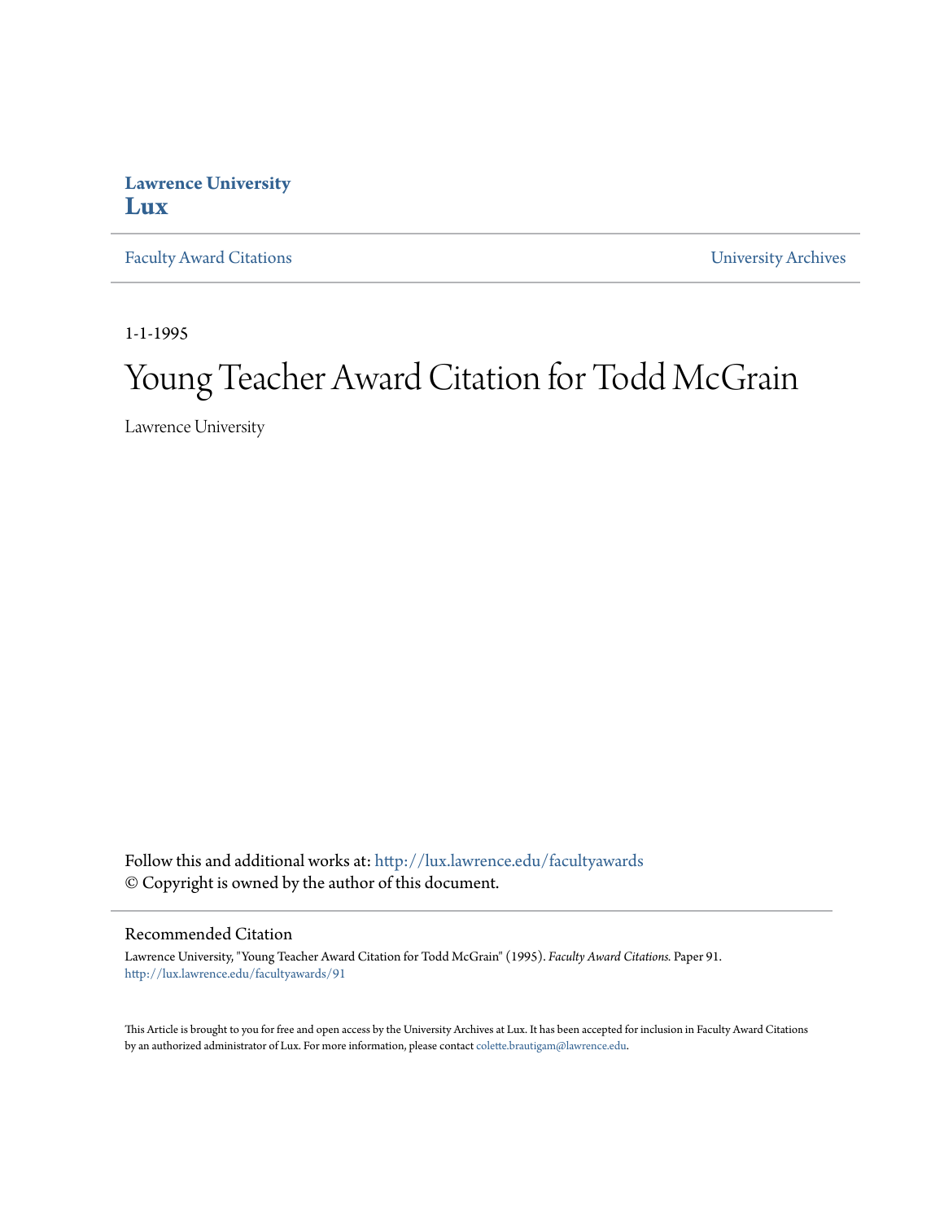**Lawrence University**
**Lux**

Faculty Award Citations | University Archives

1-1-1995

# Young Teacher Award Citation for Todd McGrain

Lawrence University

Follow this and additional works at: http://lux.lawrence.edu/facultyawards
© Copyright is owned by the author of this document.

## Recommended Citation

Lawrence University, "Young Teacher Award Citation for Todd McGrain" (1995). *Faculty Award Citations.* Paper 91.
http://lux.lawrence.edu/facultyawards/91

This Article is brought to you for free and open access by the University Archives at Lux. It has been accepted for inclusion in Faculty Award Citations by an authorized administrator of Lux. For more information, please contact colette.brautigam@lawrence.edu.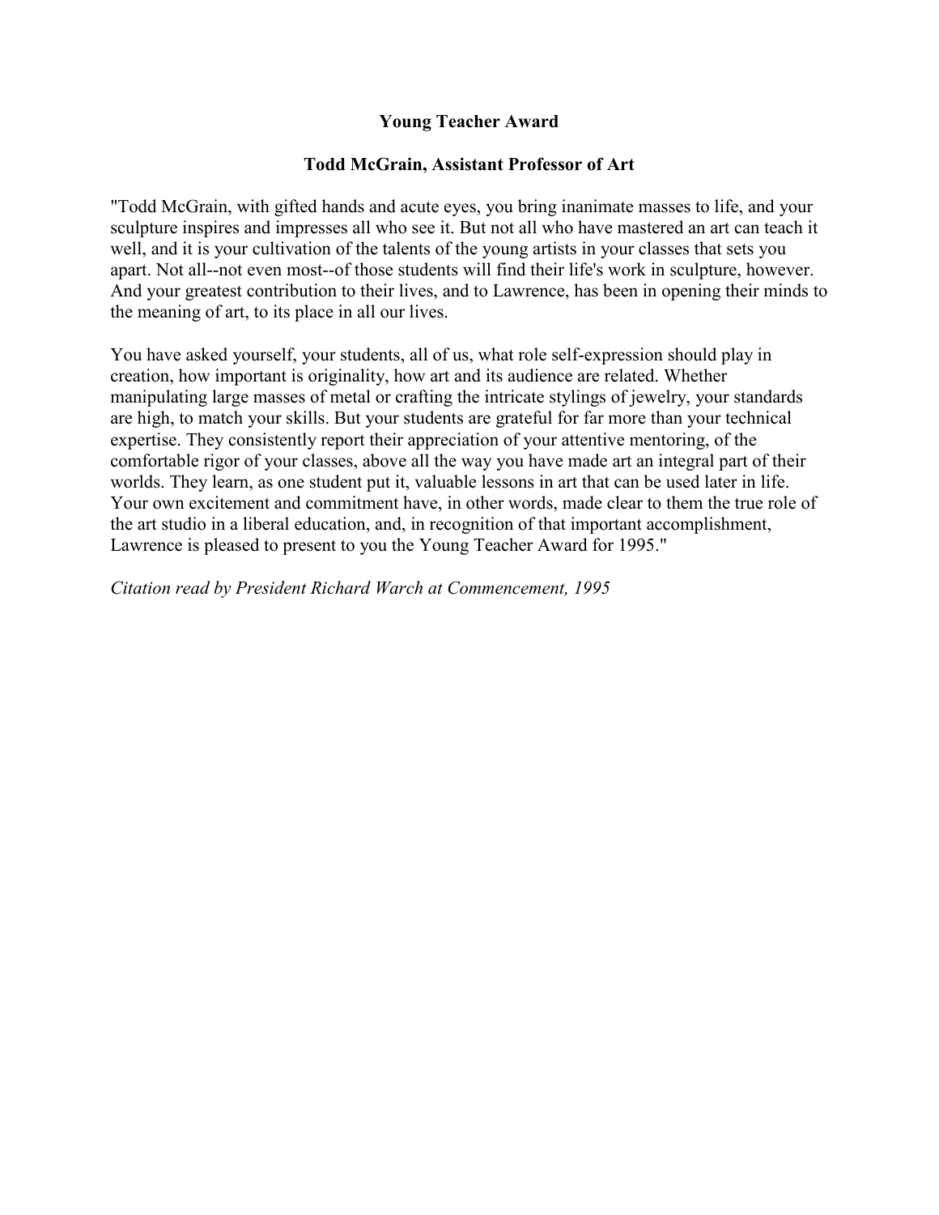**Young Teacher Award**

**Todd McGrain, Assistant Professor of Art**

"Todd McGrain, with gifted hands and acute eyes, you bring inanimate masses to life, and your sculpture inspires and impresses all who see it. But not all who have mastered an art can teach it well, and it is your cultivation of the talents of the young artists in your classes that sets you apart. Not all--not even most--of those students will find their life's work in sculpture, however. And your greatest contribution to their lives, and to Lawrence, has been in opening their minds to the meaning of art, to its place in all our lives.

You have asked yourself, your students, all of us, what role self-expression should play in creation, how important is originality, how art and its audience are related. Whether manipulating large masses of metal or crafting the intricate stylings of jewelry, your standards are high, to match your skills. But your students are grateful for far more than your technical expertise. They consistently report their appreciation of your attentive mentoring, of the comfortable rigor of your classes, above all the way you have made art an integral part of their worlds. They learn, as one student put it, valuable lessons in art that can be used later in life. Your own excitement and commitment have, in other words, made clear to them the true role of the art studio in a liberal education, and, in recognition of that important accomplishment, Lawrence is pleased to present to you the Young Teacher Award for 1995."

*Citation read by President Richard Warch at Commencement, 1995*